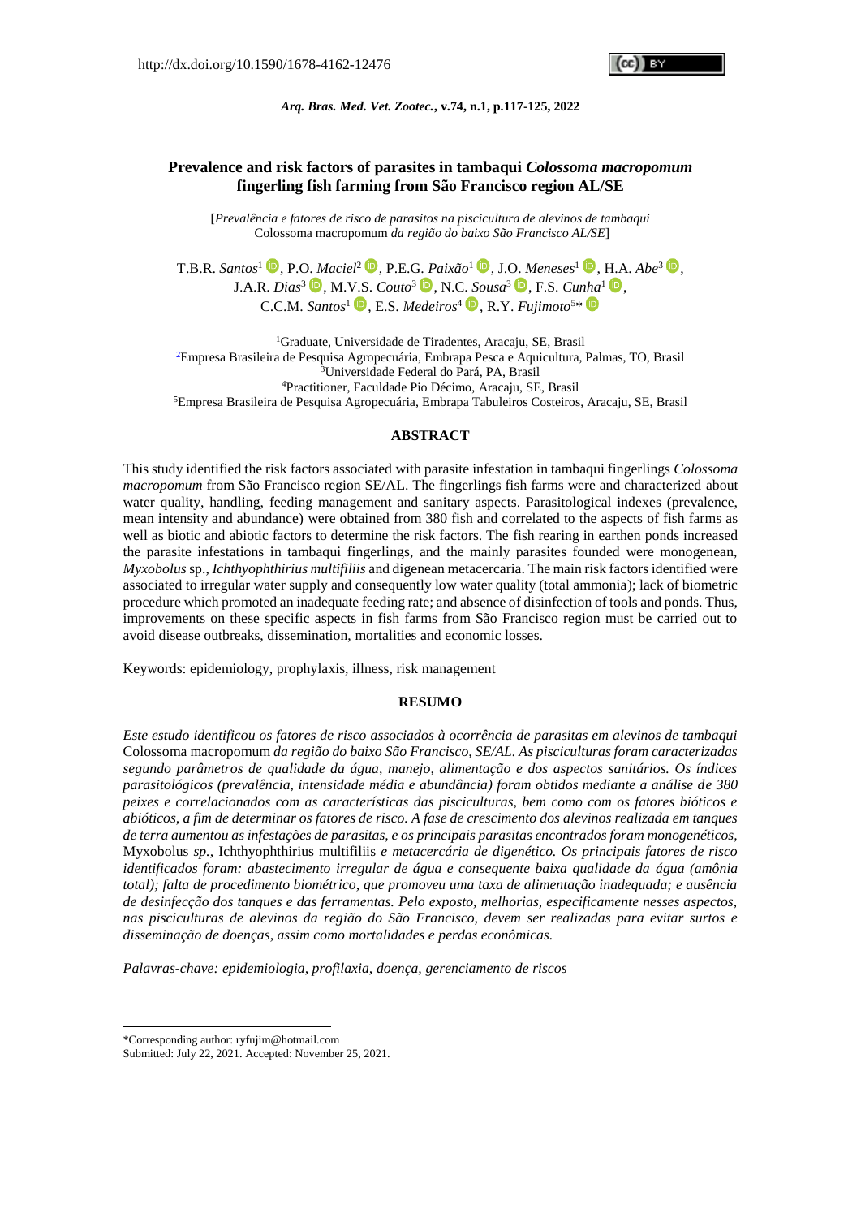http://dx.doi.org/10.1590/1678-4162-12476

# Prevalence and risk factors of parasites in tambaqui *Colossoma macropomum* fingerling fish farming from São Francisco region AL/SE

[*Prevalência e fatores de risco de parasitos na piscicultura de alevinos de tambaqui* Colossoma macropomum *da região do baixo São Francisco AL/SE*]

T.B.R. *Santos*[1], P.O. *Maciel*[2], P.E.G. *Paixão*[1], J.O. *Meneses*[1], H.A. *Abe*[3], J.A.R. *Dias*[3], M.V.S. *Couto*[3], N.C. *Sousa*[3], F.S. *Cunha*[1], C.C.M. *Santos*[1], E.S. *Medeiros*[4], R.Y. *Fujimoto*[5]*

[1]Graduate, Universidade de Tiradentes, Aracaju, SE, Brasil
[2]Empresa Brasileira de Pesquisa Agropecuária, Embrapa Pesca e Aquicultura, Palmas, TO, Brasil
[3]Universidade Federal do Pará, PA, Brasil
[4]Practitioner, Faculdade Pio Décimo, Aracaju, SE, Brasil
[5]Empresa Brasileira de Pesquisa Agropecuária, Embrapa Tabuleiros Costeiros, Aracaju, SE, Brasil

## ABSTRACT

This study identified the risk factors associated with parasite infestation in tambaqui fingerlings *Colossoma macropomum* from São Francisco region SE/AL. The fingerlings fish farms were and characterized about water quality, handling, feeding management and sanitary aspects. Parasitological indexes (prevalence, mean intensity and abundance) were obtained from 380 fish and correlated to the aspects of fish farms as well as biotic and abiotic factors to determine the risk factors. The fish rearing in earthen ponds increased the parasite infestations in tambaqui fingerlings, and the mainly parasites founded were monogenean, *Myxobolus* sp., *Ichthyophthirius multifiliis* and digenean metacercaria. The main risk factors identified were associated to irregular water supply and consequently low water quality (total ammonia); lack of biometric procedure which promoted an inadequate feeding rate; and absence of disinfection of tools and ponds. Thus, improvements on these specific aspects in fish farms from São Francisco region must be carried out to avoid disease outbreaks, dissemination, mortalities and economic losses.

Keywords: epidemiology, prophylaxis, illness, risk management

## RESUMO

*Este estudo identificou os fatores de risco associados à ocorrência de parasitas em alevinos de tambaqui* Colossoma macropomum *da região do baixo São Francisco, SE/AL. As pisciculturas foram caracterizadas segundo parâmetros de qualidade da água, manejo, alimentação e dos aspectos sanitários. Os índices parasitológicos (prevalência, intensidade média e abundância) foram obtidos mediante a análise de 380 peixes e correlacionados com as características das pisciculturas, bem como com os fatores bióticos e abióticos, a fim de determinar os fatores de risco. A fase de crescimento dos alevinos realizada em tanques de terra aumentou as infestações de parasitas, e os principais parasitas encontrados foram monogenéticos,* Myxobolus *sp.,* Ichthyophthirius multifiliis *e metacercária de digenético. Os principais fatores de risco identificados foram: abastecimento irregular de água e consequente baixa qualidade da água (amônia total); falta de procedimento biométrico, que promoveu uma taxa de alimentação inadequada; e ausência de desinfecção dos tanques e das ferramentas. Pelo exposto, melhorias, especificamente nesses aspectos, nas pisciculturas de alevinos da região do São Francisco, devem ser realizadas para evitar surtos e disseminação de doenças, assim como mortalidades e perdas econômicas.*

*Palavras-chave: epidemiologia, profilaxia, doença, gerenciamento de riscos*

*Corresponding author: ryfujim@hotmail.com
Submitted: July 22, 2021. Accepted: November 25, 2021.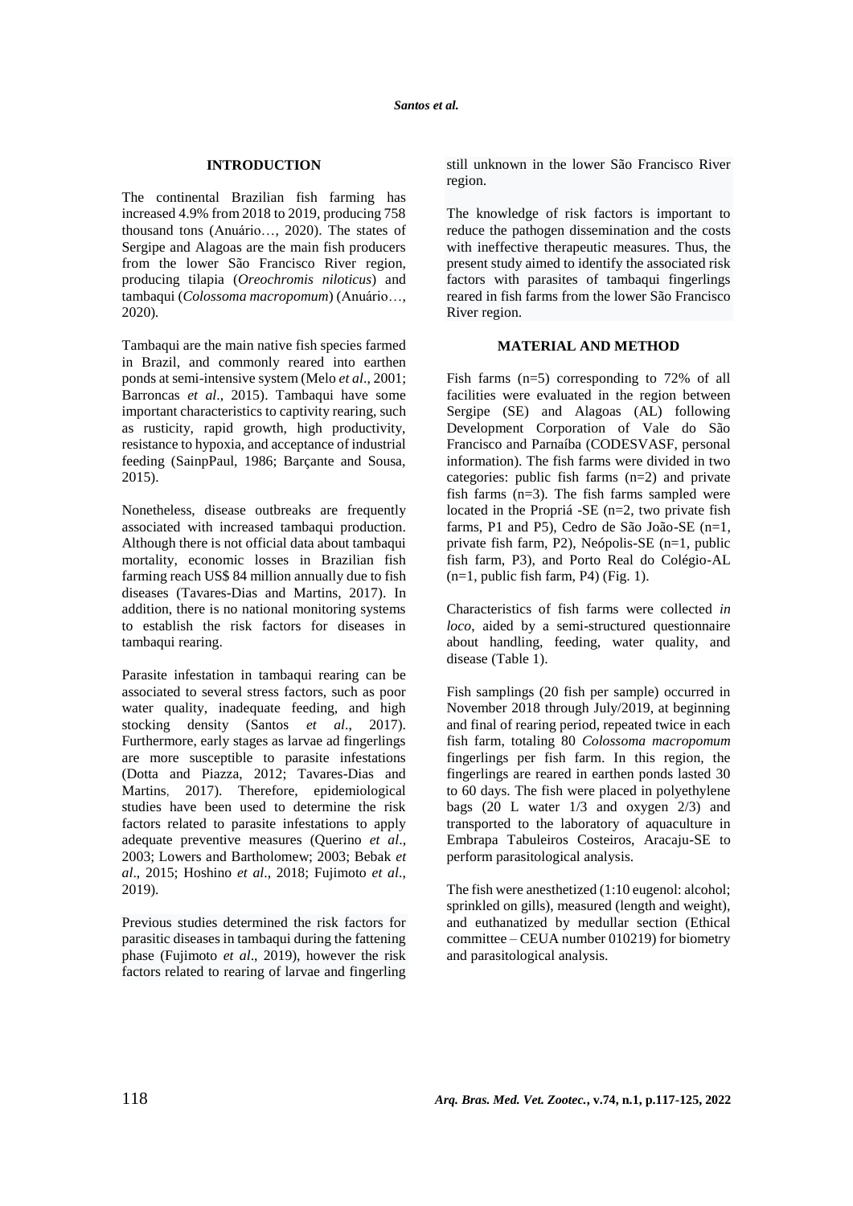## INTRODUCTION

The continental Brazilian fish farming has increased 4.9% from 2018 to 2019, producing 758 thousand tons (Anuário…, 2020). The states of Sergipe and Alagoas are the main fish producers from the lower São Francisco River region, producing tilapia (*Oreochromis niloticus*) and tambaqui (*Colossoma macropomum*) (Anuário…, 2020).

Tambaqui are the main native fish species farmed in Brazil, and commonly reared into earthen ponds at semi-intensive system (Melo *et al*., 2001; Barroncas *et al*., 2015). Tambaqui have some important characteristics to captivity rearing, such as rusticity, rapid growth, high productivity, resistance to hypoxia, and acceptance of industrial feeding (SainpPaul, 1986; Barçante and Sousa, 2015).

Nonetheless, disease outbreaks are frequently associated with increased tambaqui production. Although there is not official data about tambaqui mortality, economic losses in Brazilian fish farming reach US$ 84 million annually due to fish diseases (Tavares-Dias and Martins, 2017). In addition, there is no national monitoring systems to establish the risk factors for diseases in tambaqui rearing.

Parasite infestation in tambaqui rearing can be associated to several stress factors, such as poor water quality, inadequate feeding, and high stocking density (Santos *et al*., 2017). Furthermore, early stages as larvae ad fingerlings are more susceptible to parasite infestations (Dotta and Piazza, 2012; Tavares-Dias and Martins, 2017). Therefore, epidemiological studies have been used to determine the risk factors related to parasite infestations to apply adequate preventive measures (Querino *et al*., 2003; Lowers and Bartholomew; 2003; Bebak *et al*., 2015; Hoshino *et al*., 2018; Fujimoto *et al*., 2019).

Previous studies determined the risk factors for parasitic diseases in tambaqui during the fattening phase (Fujimoto *et al*., 2019), however the risk factors related to rearing of larvae and fingerling still unknown in the lower São Francisco River region.

The knowledge of risk factors is important to reduce the pathogen dissemination and the costs with ineffective therapeutic measures. Thus, the present study aimed to identify the associated risk factors with parasites of tambaqui fingerlings reared in fish farms from the lower São Francisco River region.

## MATERIAL AND METHOD

Fish farms (n=5) corresponding to 72% of all facilities were evaluated in the region between Sergipe (SE) and Alagoas (AL) following Development Corporation of Vale do São Francisco and Parnaíba (CODESVASF, personal information). The fish farms were divided in two categories: public fish farms (n=2) and private fish farms (n=3). The fish farms sampled were located in the Propriá -SE (n=2, two private fish farms, P1 and P5), Cedro de São João-SE (n=1, private fish farm, P2), Neópolis-SE (n=1, public fish farm, P3), and Porto Real do Colégio-AL (n=1, public fish farm, P4) (Fig. 1).

Characteristics of fish farms were collected *in loco*, aided by a semi-structured questionnaire about handling, feeding, water quality, and disease (Table 1).

Fish samplings (20 fish per sample) occurred in November 2018 through July/2019, at beginning and final of rearing period, repeated twice in each fish farm, totaling 80 *Colossoma macropomum* fingerlings per fish farm. In this region, the fingerlings are reared in earthen ponds lasted 30 to 60 days. The fish were placed in polyethylene bags (20 L water 1/3 and oxygen 2/3) and transported to the laboratory of aquaculture in Embrapa Tabuleiros Costeiros, Aracaju-SE to perform parasitological analysis.

The fish were anesthetized (1:10 eugenol: alcohol; sprinkled on gills), measured (length and weight), and euthanatized by medullar section (Ethical committee – CEUA number 010219) for biometry and parasitological analysis.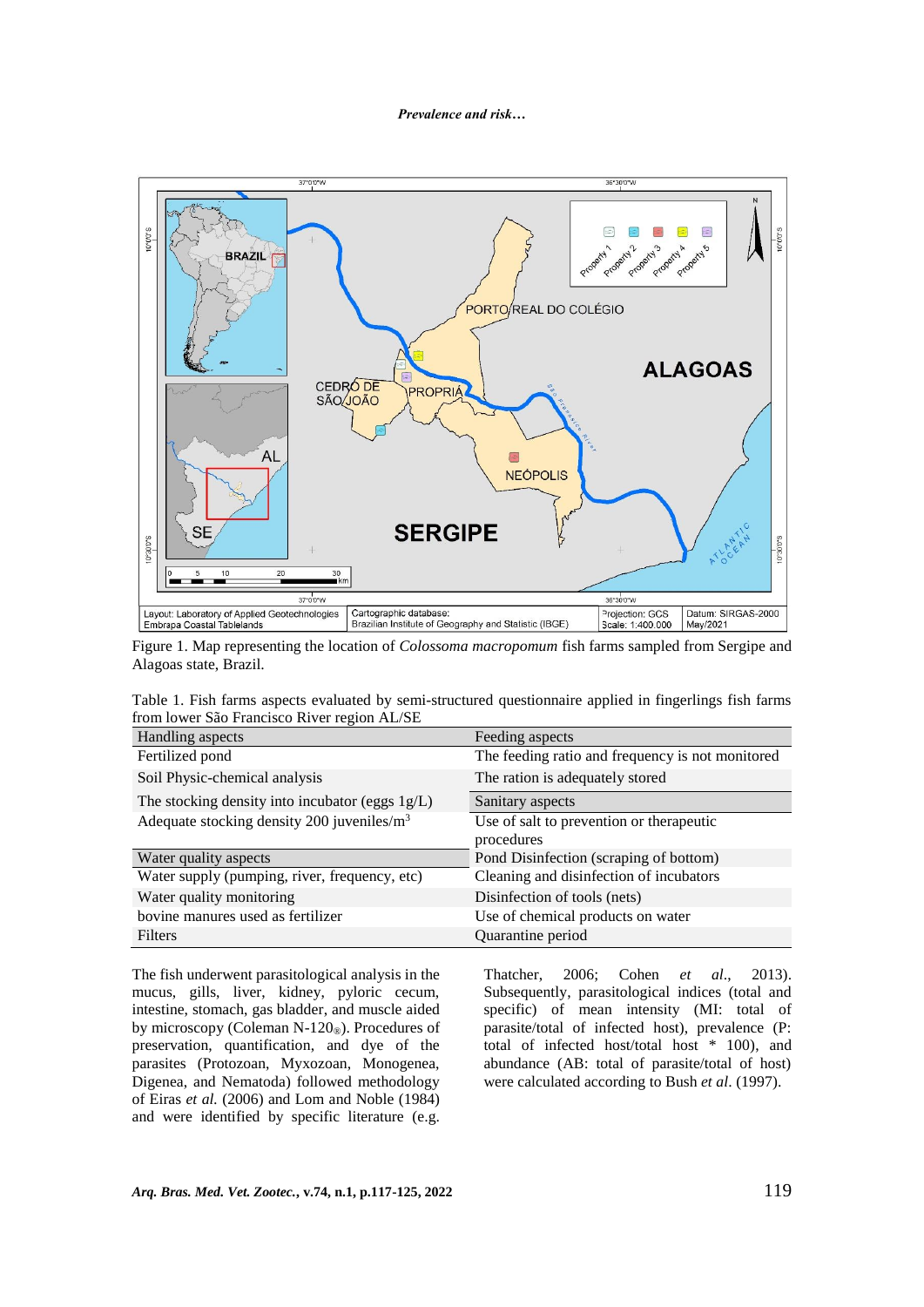Figure 1. Map representing the location of *Colossoma macropomum* fish farms sampled from Sergipe and Alagoas state, Brazil.

Table 1. Fish farms aspects evaluated by semi-structured questionnaire applied in fingerlings fish farms from lower São Francisco River region AL/SE

| Handling aspects | Feeding aspects |
|---|---|
| Fertilized pond | The feeding ratio and frequency is not monitored |
| Soil Physic-chemical analysis | The ration is adequately stored |
| The stocking density into incubator (eggs 1g/L) | Sanitary aspects |
| Adequate stocking density 200 juveniles/m$^3$ | Use of salt to prevention or therapeutic procedures |
| Water quality aspects | Pond Disinfection (scraping of bottom) |
| Water supply (pumping, river, frequency, etc) | Cleaning and disinfection of incubators |
| Water quality monitoring | Disinfection of tools (nets) |
| bovine manures used as fertilizer | Use of chemical products on water |
| Filters | Quarantine period |

The fish underwent parasitological analysis in the mucus, gills, liver, kidney, pyloric cecum, intestine, stomach, gas bladder, and muscle aided by microscopy (Coleman N-120®). Procedures of preservation, quantification, and dye of the parasites (Protozoan, Myxozoan, Monogenea, Digenea, and Nematoda) followed methodology of Eiras *et al.* (2006) and Lom and Noble (1984) and were identified by specific literature (e.g. Thatcher, 2006; Cohen *et al.*, 2013). Subsequently, parasitological indices (total and specific) of mean intensity (MI: total of parasite/total of infected host), prevalence (P: total of infected host/total host * 100), and abundance (AB: total of parasite/total of host) were calculated according to Bush *et al*. (1997).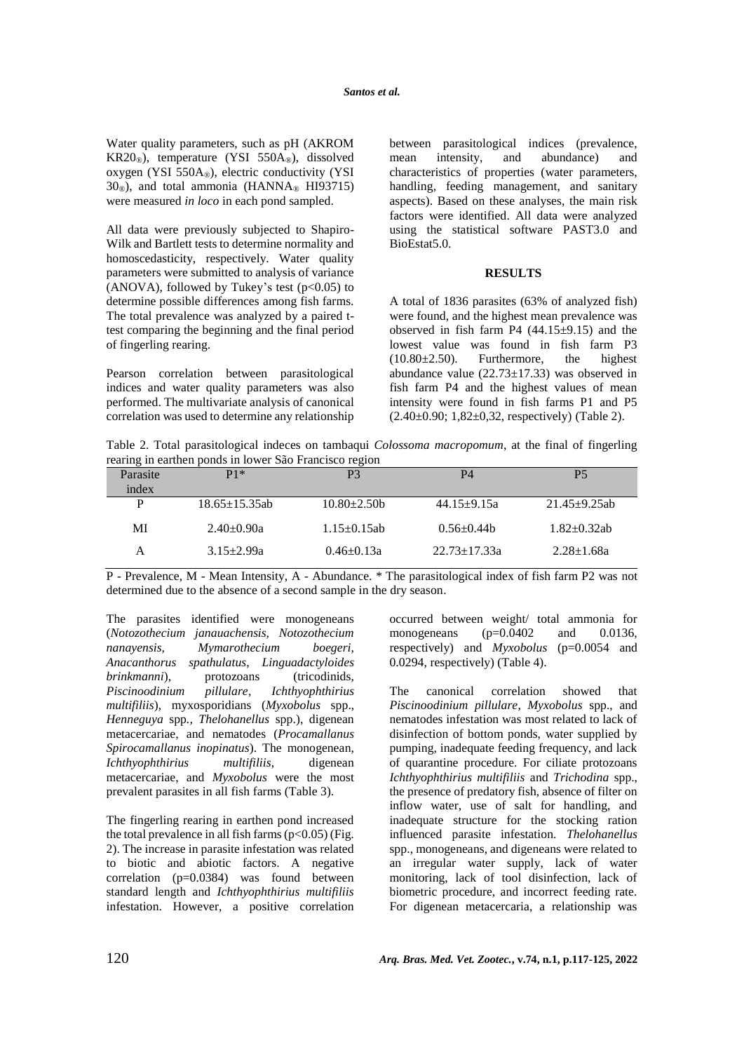Water quality parameters, such as pH (AKROM KR20®), temperature (YSI 550A®), dissolved oxygen (YSI 550A®), electric conductivity (YSI 30®), and total ammonia (HANNA® HI93715) were measured *in loco* in each pond sampled.

All data were previously subjected to Shapiro-Wilk and Bartlett tests to determine normality and homoscedasticity, respectively. Water quality parameters were submitted to analysis of variance (ANOVA), followed by Tukey's test ($p<0.05$) to determine possible differences among fish farms. The total prevalence was analyzed by a paired t-test comparing the beginning and the final period of fingerling rearing.

Pearson correlation between parasitological indices and water quality parameters was also performed. The multivariate analysis of canonical correlation was used to determine any relationship between parasitological indices (prevalence, mean intensity, and abundance) and characteristics of properties (water parameters, handling, feeding management, and sanitary aspects). Based on these analyses, the main risk factors were identified. All data were analyzed using the statistical software PAST3.0 and BioEstat5.0.

## RESULTS

A total of 1836 parasites (63% of analyzed fish) were found, and the highest mean prevalence was observed in fish farm P4 (44.15±9.15) and the lowest value was found in fish farm P3 (10.80±2.50). Furthermore, the highest abundance value (22.73±17.33) was observed in fish farm P4 and the highest values of mean intensity were found in fish farms P1 and P5 (2.40±0.90; 1,82±0,32, respectively) (Table 2).

Table 2. Total parasitological indeces on tambaqui *Colossoma macropomum*, at the final of fingerling rearing in earthen ponds in lower São Francisco region

| Parasite index | P1* | P3 | P4 | P5 |
|---|---|---|---|---|
| P | 18.65±15.35ab | 10.80±2.50b | 44.15±9.15a | 21.45±9.25ab |
| MI | 2.40±0.90a | 1.15±0.15ab | 0.56±0.44b | 1.82±0.32ab |
| A | 3.15±2.99a | 0.46±0.13a | 22.73±17.33a | 2.28±1.68a |

P - Prevalence, M - Mean Intensity, A - Abundance. * The parasitological index of fish farm P2 was not determined due to the absence of a second sample in the dry season.

The parasites identified were monogeneans (*Notozothecium janauachensis*, *Notozothecium nanayensis*, *Mymarothecium boegeri*, *Anacanthorus spathulatus*, *Linguadactyloides brinkmanni*), protozoans (tricodinids, *Piscinoodinium pillulare*, *Ichthyophthirius multifiliis*), myxosporidians (*Myxobolus* spp., *Henneguya* spp., *Thelohanellus* spp.), digenean metacercariae, and nematodes (*Procamallanus Spirocamallanus inopinatus*). The monogenean, *Ichthyophthirius multifiliis*, digenean metacercariae, and *Myxobolus* were the most prevalent parasites in all fish farms (Table 3).

The fingerling rearing in earthen pond increased the total prevalence in all fish farms ($p<0.05$) (Fig. 2). The increase in parasite infestation was related to biotic and abiotic factors. A negative correlation ($p=0.0384$) was found between standard length and *Ichthyophthirius multifiliis* infestation. However, a positive correlation occurred between weight/ total ammonia for monogeneans ($p=0.0402$ and 0.0136, respectively) and *Myxobolus* ($p=0.0054$ and 0.0294, respectively) (Table 4).

The canonical correlation showed that *Piscinoodinium pillulare*, *Myxobolus* spp., and nematodes infestation was most related to lack of disinfection of bottom ponds, water supplied by pumping, inadequate feeding frequency, and lack of quarantine procedure. For ciliate protozoans *Ichthyophthirius multifiliis* and *Trichodina* spp., the presence of predatory fish, absence of filter on inflow water, use of salt for handling, and inadequate structure for the stocking ration influenced parasite infestation. *Thelohanellus* spp., monogeneans, and digeneans were related to an irregular water supply, lack of water monitoring, lack of tool disinfection, lack of biometric procedure, and incorrect feeding rate. For digenean metacercaria, a relationship was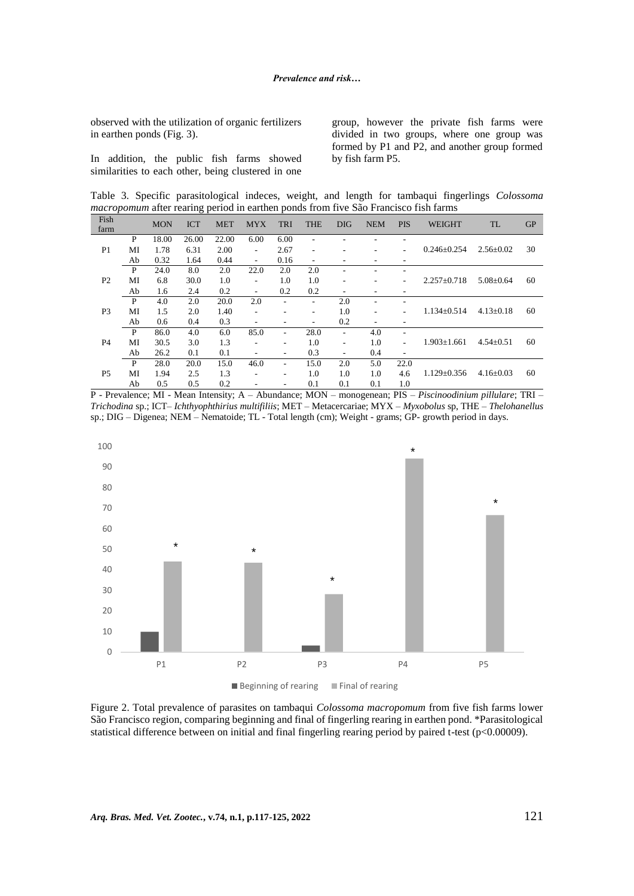observed with the utilization of organic fertilizers in earthen ponds (Fig. 3).

In addition, the public fish farms showed similarities to each other, being clustered in one group, however the private fish farms were divided in two groups, where one group was formed by P1 and P2, and another group formed by fish farm P5.

Table 3. Specific parasitological indeces, weight, and length for tambaqui fingerlings *Colossoma macropomum* after rearing period in earthen ponds from five São Francisco fish farms

| Fish farm | | MON | ICT | MET | MYX | TRI | THE | DIG | NEM | PIS | WEIGHT | TL | GP |
|---|---|---|---|---|---|---|---|---|---|---|---|---|---|
| P1 | P | 18.00 | 26.00 | 22.00 | 6.00 | 6.00 | - | - | - | - | | | |
| | MI | 1.78 | 6.31 | 2.00 | - | 2.67 | - | - | - | - | 0.246±0.254 | 2.56±0.02 | 30 |
| | Ab | 0.32 | 1.64 | 0.44 | - | 0.16 | - | - | - | - | | | |
| P2 | P | 24.0 | 8.0 | 2.0 | 22.0 | 2.0 | 2.0 | - | - | - | | | |
| | MI | 6.8 | 30.0 | 1.0 | - | 1.0 | 1.0 | - | - | - | 2.257±0.718 | 5.08±0.64 | 60 |
| | Ab | 1.6 | 2.4 | 0.2 | - | 0.2 | 0.2 | - | - | - | | | |
| P3 | P | 4.0 | 2.0 | 20.0 | 2.0 | - | - | 2.0 | - | - | | | |
| | MI | 1.5 | 2.0 | 1.40 | - | - | - | 1.0 | - | - | 1.134±0.514 | 4.13±0.18 | 60 |
| | Ab | 0.6 | 0.4 | 0.3 | - | - | - | 0.2 | - | - | | | |
| P4 | P | 86.0 | 4.0 | 6.0 | 85.0 | - | 28.0 | - | 4.0 | - | | | |
| | MI | 30.5 | 3.0 | 1.3 | - | - | 1.0 | - | 1.0 | - | 1.903±1.661 | 4.54±0.51 | 60 |
| | Ab | 26.2 | 0.1 | 0.1 | - | - | 0.3 | - | 0.4 | - | | | |
| P5 | P | 28.0 | 20.0 | 15.0 | 46.0 | - | 15.0 | 2.0 | 5.0 | 22.0 | | | |
| | MI | 1.94 | 2.5 | 1.3 | - | - | 1.0 | 1.0 | 1.0 | 4.6 | 1.129±0.356 | 4.16±0.03 | 60 |
| | Ab | 0.5 | 0.5 | 0.2 | - | - | 0.1 | 0.1 | 0.1 | 1.0 | | | |

P - Prevalence; MI - Mean Intensity; A – Abundance; MON – monogenean; PIS – *Piscinoodinium pillulare*; TRI – *Trichodina* sp.; ICT– *Ichthyophthirius multifiliis*; MET – Metacercariae; MYX – *Myxobolus* sp, THE – *Thelohanellus* sp.; DIG – Digenea; NEM – Nematoide; TL - Total length (cm); Weight - grams; GP- growth period in days.

Figure 2. Total prevalence of parasites on tambaqui *Colossoma macropomum* from five fish farms lower São Francisco region, comparing beginning and final of fingerling rearing in earthen pond. *Parasitological statistical difference between on initial and final fingerling rearing period by paired t-test ($p<0.00009$).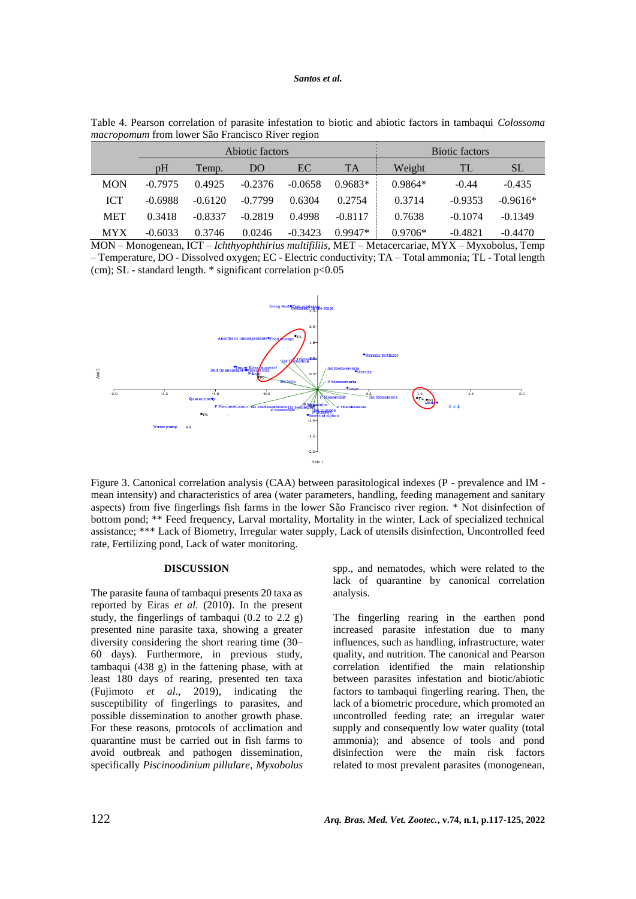Table 4. Pearson correlation of parasite infestation to biotic and abiotic factors in tambaqui *Colossoma macropomum* from lower São Francisco River region

| | Abiotic factors | | | | | Biotic factors | | |
|---|---|---|---|---|---|---|---|---|
| | pH | Temp. | DO | EC | TA | Weight | TL | SL |
| MON | -0.7975 | 0.4925 | -0.2376 | -0.0658 | 0.9683* | 0.9864* | -0.44 | -0.435 |
| ICT | -0.6988 | -0.6120 | -0.7799 | 0.6304 | 0.2754 | 0.3714 | -0.9353 | -0.9616* |
| MET | 0.3418 | -0.8337 | -0.2819 | 0.4998 | -0.8117 | 0.7638 | -0.1074 | -0.1349 |
| MYX | -0.6033 | 0.3746 | 0.0246 | -0.3423 | 0.9947* | 0.9706* | -0.4821 | -0.4470 |

MON – Monogenean, ICT – *Ichthyophthirius multifiliis*, MET – Metacercariae, MYX – Myxobolus, Temp – Temperature, DO - Dissolved oxygen; EC - Electric conductivity; TA – Total ammonia; TL - Total length (cm); SL - standard length. * significant correlation p<0.05

Figure 3. Canonical correlation analysis (CAA) between parasitological indexes (P - prevalence and IM - mean intensity) and characteristics of area (water parameters, handling, feeding management and sanitary aspects) from five fingerlings fish farms in the lower São Francisco river region. * Not disinfection of bottom pond; ** Feed frequency, Larval mortality, Mortality in the winter, Lack of specialized technical assistance; *** Lack of Biometry, Irregular water supply, Lack of utensils disinfection, Uncontrolled feed rate, Fertilizing pond, Lack of water monitoring.

## DISCUSSION

The parasite fauna of tambaqui presents 20 taxa as reported by Eiras *et al.* (2010). In the present study, the fingerlings of tambaqui (0.2 to 2.2 g) presented nine parasite taxa, showing a greater diversity considering the short rearing time (30–60 days). Furthermore, in previous study, tambaqui (438 g) in the fattening phase, with at least 180 days of rearing, presented ten taxa (Fujimoto *et al.*, 2019), indicating the susceptibility of fingerlings to parasites, and possible dissemination to another growth phase. For these reasons, protocols of acclimation and quarantine must be carried out in fish farms to avoid outbreak and pathogen dissemination, specifically *Piscinoodinium pillulare*, *Myxobolus* spp., and nematodes, which were related to the lack of quarantine by canonical correlation analysis.

The fingerling rearing in the earthen pond increased parasite infestation due to many influences, such as handling, infrastructure, water quality, and nutrition. The canonical and Pearson correlation identified the main relationship between parasites infestation and biotic/abiotic factors to tambaqui fingerling rearing. Then, the lack of a biometric procedure, which promoted an uncontrolled feeding rate; an irregular water supply and consequently low water quality (total ammonia); and absence of tools and pond disinfection were the main risk factors related to most prevalent parasites (monogenean,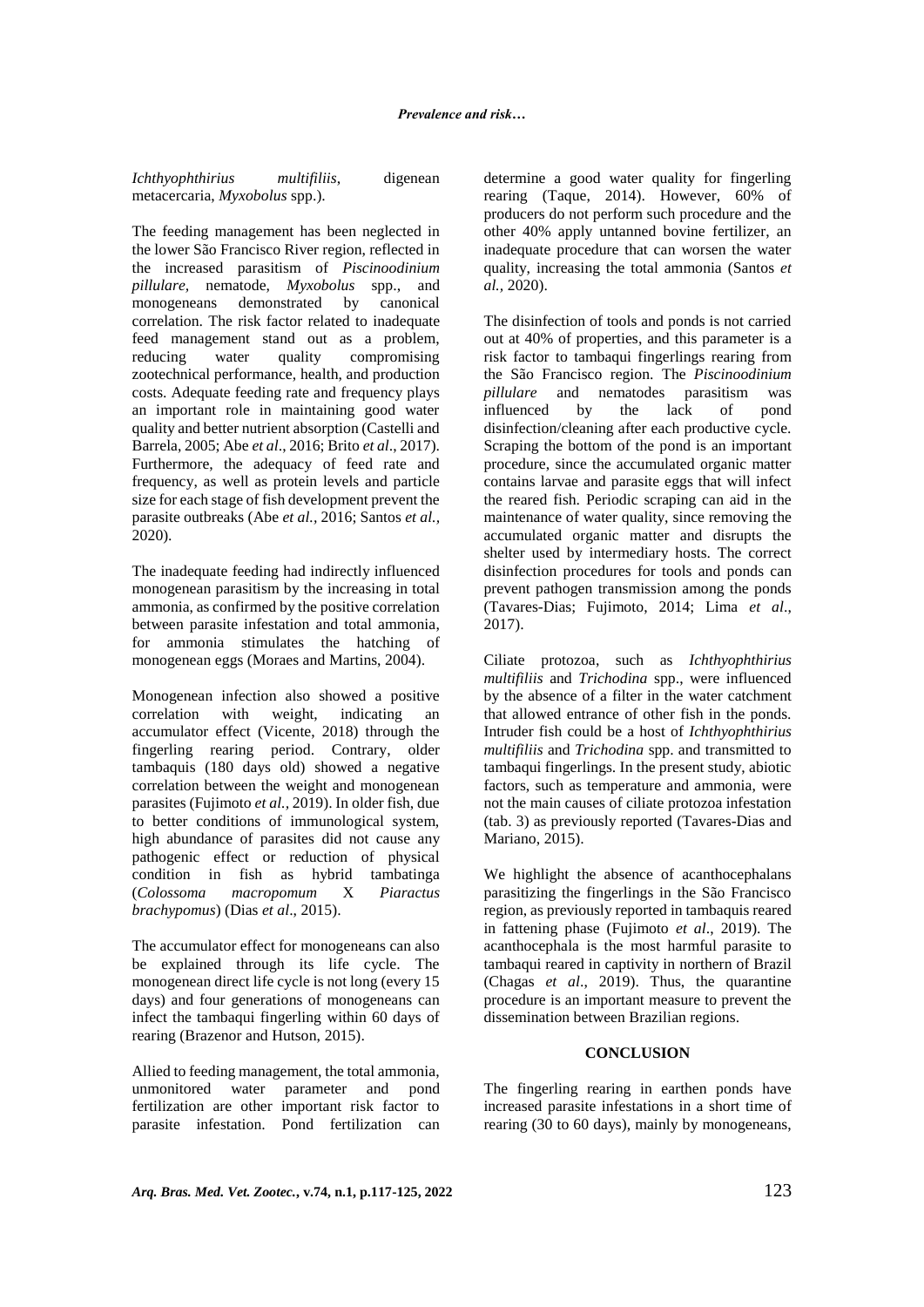*Ichthyophthirius multifiliis*, digenean metacercaria, *Myxobolus* spp.).

The feeding management has been neglected in the lower São Francisco River region, reflected in the increased parasitism of *Piscinoodinium pillulare*, nematode, *Myxobolus* spp., and monogeneans demonstrated by canonical correlation. The risk factor related to inadequate feed management stand out as a problem, reducing water quality compromising zootechnical performance, health, and production costs. Adequate feeding rate and frequency plays an important role in maintaining good water quality and better nutrient absorption (Castelli and Barrela, 2005; Abe *et al*., 2016; Brito *et al*., 2017). Furthermore, the adequacy of feed rate and frequency, as well as protein levels and particle size for each stage of fish development prevent the parasite outbreaks (Abe *et al.*, 2016; Santos *et al.*, 2020).

The inadequate feeding had indirectly influenced monogenean parasitism by the increasing in total ammonia, as confirmed by the positive correlation between parasite infestation and total ammonia, for ammonia stimulates the hatching of monogenean eggs (Moraes and Martins, 2004).

Monogenean infection also showed a positive correlation with weight, indicating an accumulator effect (Vicente, 2018) through the fingerling rearing period. Contrary, older tambaquis (180 days old) showed a negative correlation between the weight and monogenean parasites (Fujimoto *et al.*, 2019). In older fish, due to better conditions of immunological system, high abundance of parasites did not cause any pathogenic effect or reduction of physical condition in fish as hybrid tambatinga (*Colossoma macropomum* X *Piaractus brachypomus*) (Dias *et al*., 2015).

The accumulator effect for monogeneans can also be explained through its life cycle. The monogenean direct life cycle is not long (every 15 days) and four generations of monogeneans can infect the tambaqui fingerling within 60 days of rearing (Brazenor and Hutson, 2015).

Allied to feeding management, the total ammonia, unmonitored water parameter and pond fertilization are other important risk factor to parasite infestation. Pond fertilization can determine a good water quality for fingerling rearing (Taque, 2014). However, 60% of producers do not perform such procedure and the other 40% apply untanned bovine fertilizer, an inadequate procedure that can worsen the water quality, increasing the total ammonia (Santos *et al.*, 2020).

The disinfection of tools and ponds is not carried out at 40% of properties, and this parameter is a risk factor to tambaqui fingerlings rearing from the São Francisco region. The *Piscinoodinium pillulare* and nematodes parasitism was influenced by the lack of pond disinfection/cleaning after each productive cycle. Scraping the bottom of the pond is an important procedure, since the accumulated organic matter contains larvae and parasite eggs that will infect the reared fish. Periodic scraping can aid in the maintenance of water quality, since removing the accumulated organic matter and disrupts the shelter used by intermediary hosts. The correct disinfection procedures for tools and ponds can prevent pathogen transmission among the ponds (Tavares-Dias; Fujimoto, 2014; Lima *et al*., 2017).

Ciliate protozoa, such as *Ichthyophthirius multifiliis* and *Trichodina* spp., were influenced by the absence of a filter in the water catchment that allowed entrance of other fish in the ponds. Intruder fish could be a host of *Ichthyophthirius multifiliis* and *Trichodina* spp. and transmitted to tambaqui fingerlings. In the present study, abiotic factors, such as temperature and ammonia, were not the main causes of ciliate protozoa infestation (tab. 3) as previously reported (Tavares-Dias and Mariano, 2015).

We highlight the absence of acanthocephalans parasitizing the fingerlings in the São Francisco region, as previously reported in tambaquis reared in fattening phase (Fujimoto *et al*., 2019). The acanthocephala is the most harmful parasite to tambaqui reared in captivity in northern of Brazil (Chagas *et al*., 2019). Thus, the quarantine procedure is an important measure to prevent the dissemination between Brazilian regions.

## CONCLUSION

The fingerling rearing in earthen ponds have increased parasite infestations in a short time of rearing (30 to 60 days), mainly by monogeneans,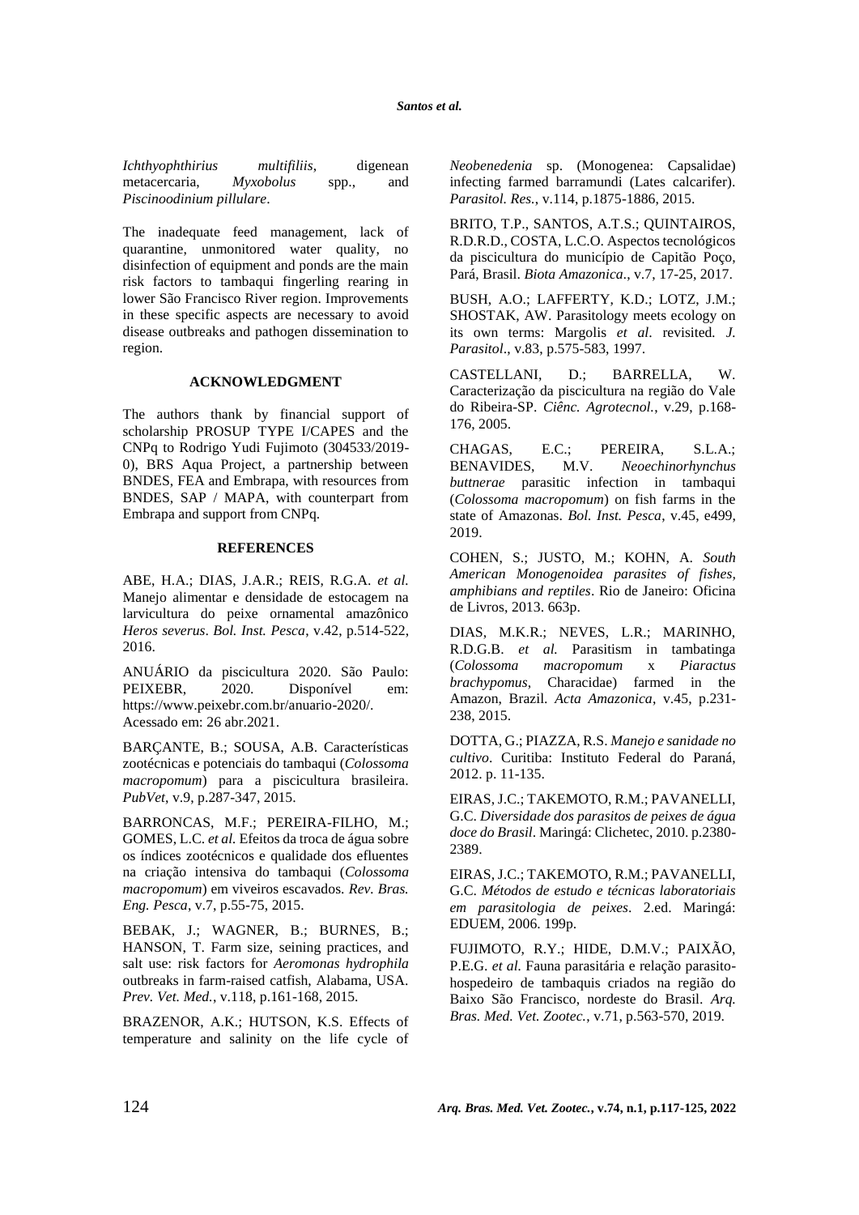*Ichthyophthirius multifiliis*, digenean metacercaria, *Myxobolus* spp., and *Piscinoodinium pillulare*.

The inadequate feed management, lack of quarantine, unmonitored water quality, no disinfection of equipment and ponds are the main risk factors to tambaqui fingerling rearing in lower São Francisco River region. Improvements in these specific aspects are necessary to avoid disease outbreaks and pathogen dissemination to region.

## ACKNOWLEDGMENT

The authors thank by financial support of scholarship PROSUP TYPE I/CAPES and the CNPq to Rodrigo Yudi Fujimoto (304533/2019-0), BRS Aqua Project, a partnership between BNDES, FEA and Embrapa, with resources from BNDES, SAP / MAPA, with counterpart from Embrapa and support from CNPq.

## REFERENCES

ABE, H.A.; DIAS, J.A.R.; REIS, R.G.A. *et al.* Manejo alimentar e densidade de estocagem na larvicultura do peixe ornamental amazônico *Heros severus*. *Bol. Inst. Pesca*, v.42, p.514-522, 2016.

ANUÁRIO da piscicultura 2020. São Paulo: PEIXEBR, 2020. Disponível em: https://www.peixebr.com.br/anuario-2020/. Acessado em: 26 abr.2021.

BARÇANTE, B.; SOUSA, A.B. Características zootécnicas e potenciais do tambaqui (*Colossoma macropomum*) para a piscicultura brasileira. *PubVet*, v.9, p.287-347, 2015.

BARRONCAS, M.F.; PEREIRA-FILHO, M.; GOMES, L.C. *et al.* Efeitos da troca de água sobre os índices zootécnicos e qualidade dos efluentes na criação intensiva do tambaqui (*Colossoma macropomum*) em viveiros escavados. *Rev. Bras. Eng. Pesca*, v.7, p.55-75, 2015.

BEBAK, J.; WAGNER, B.; BURNES, B.; HANSON, T. Farm size, seining practices, and salt use: risk factors for *Aeromonas hydrophila* outbreaks in farm-raised catfish, Alabama, USA. *Prev. Vet. Med.*, v.118, p.161-168, 2015.

BRAZENOR, A.K.; HUTSON, K.S. Effects of temperature and salinity on the life cycle of *Neobenedenia* sp. (Monogenea: Capsalidae) infecting farmed barramundi (Lates calcarifer). *Parasitol. Res.*, v.114, p.1875-1886, 2015.

BRITO, T.P., SANTOS, A.T.S.; QUINTAIROS, R.D.R.D., COSTA, L.C.O. Aspectos tecnológicos da piscicultura do município de Capitão Poço, Pará, Brasil. *Biota Amazonica*., v.7, 17-25, 2017.

BUSH, A.O.; LAFFERTY, K.D.; LOTZ, J.M.; SHOSTAK, AW. Parasitology meets ecology on its own terms: Margolis *et al*. revisited. *J. Parasitol*., v.83, p.575-583, 1997.

CASTELLANI, D.; BARRELLA, W. Caracterização da piscicultura na região do Vale do Ribeira-SP. *Ciênc. Agrotecnol.*, v.29, p.168-176, 2005.

CHAGAS, E.C.; PEREIRA, S.L.A.; BENAVIDES, M.V. *Neoechinorhynchus buttnerae* parasitic infection in tambaqui (*Colossoma macropomum*) on fish farms in the state of Amazonas. *Bol. Inst. Pesca*, v.45, e499, 2019.

COHEN, S.; JUSTO, M.; KOHN, A. *South American Monogenoidea parasites of fishes, amphibians and reptiles*. Rio de Janeiro: Oficina de Livros, 2013. 663p.

DIAS, M.K.R.; NEVES, L.R.; MARINHO, R.D.G.B. *et al.* Parasitism in tambatinga (*Colossoma macropomum* x *Piaractus brachypomus*, Characidae) farmed in the Amazon, Brazil. *Acta Amazonica*, v.45, p.231-238, 2015.

DOTTA, G.; PIAZZA, R.S. *Manejo e sanidade no cultivo*. Curitiba: Instituto Federal do Paraná, 2012. p. 11-135.

EIRAS, J.C.; TAKEMOTO, R.M.; PAVANELLI, G.C. *Diversidade dos parasitos de peixes de água doce do Brasil*. Maringá: Clichetec, 2010. p.2380-2389.

EIRAS, J.C.; TAKEMOTO, R.M.; PAVANELLI, G.C. *Métodos de estudo e técnicas laboratoriais em parasitologia de peixes*. 2.ed. Maringá: EDUEM, 2006. 199p.

FUJIMOTO, R.Y.; HIDE, D.M.V.; PAIXÃO, P.E.G. *et al.* Fauna parasitária e relação parasito-hospedeiro de tambaquis criados na região do Baixo São Francisco, nordeste do Brasil. *Arq. Bras. Med. Vet. Zootec.*, v.71, p.563-570, 2019.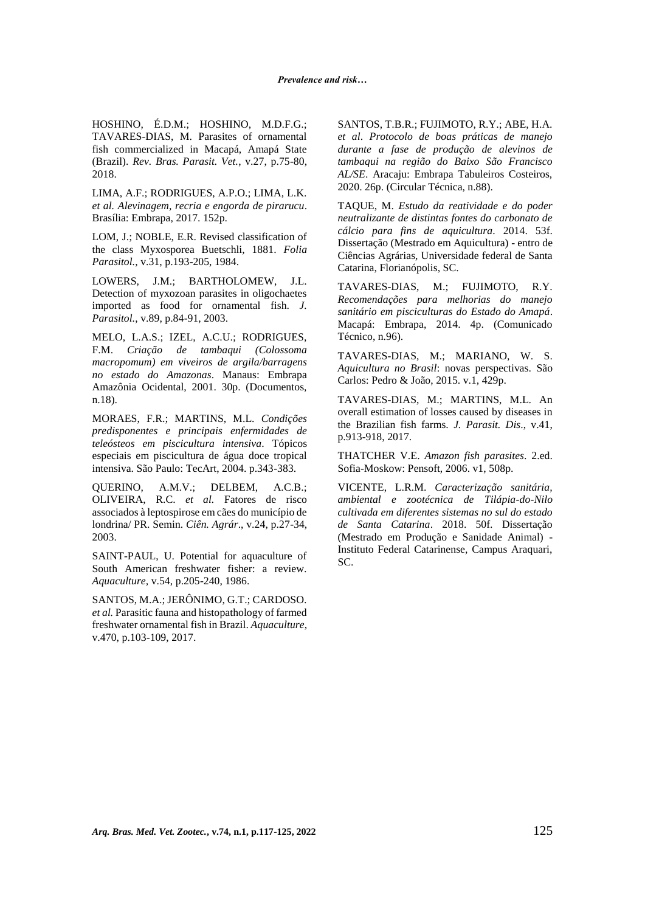HOSHINO, É.D.M.; HOSHINO, M.D.F.G.; TAVARES-DIAS, M. Parasites of ornamental fish commercialized in Macapá, Amapá State (Brazil). *Rev. Bras. Parasit. Vet.*, v.27, p.75-80, 2018.

LIMA, A.F.; RODRIGUES, A.P.O.; LIMA, L.K. *et al. Alevinagem, recria e engorda de pirarucu*. Brasília: Embrapa, 2017. 152p.

LOM, J.; NOBLE, E.R. Revised classification of the class Myxosporea Buetschli, 1881. *Folia Parasitol.*, v.31, p.193-205, 1984.

LOWERS, J.M.; BARTHOLOMEW, J.L. Detection of myxozoan parasites in oligochaetes imported as food for ornamental fish. *J. Parasitol.*, v.89, p.84-91, 2003.

MELO, L.A.S.; IZEL, A.C.U.; RODRIGUES, F.M. *Criação de tambaqui (Colossoma macropomum) em viveiros de argila/barragens no estado do Amazonas*. Manaus: Embrapa Amazônia Ocidental, 2001. 30p. (Documentos, n.18).

MORAES, F.R.; MARTINS, M.L. *Condições predisponentes e principais enfermidades de teleósteos em piscicultura intensiva*. Tópicos especiais em piscicultura de água doce tropical intensiva. São Paulo: TecArt, 2004. p.343-383.

QUERINO, A.M.V.; DELBEM, A.C.B.; OLIVEIRA, R.C. *et al.* Fatores de risco associados à leptospirose em cães do município de londrina/ PR. Semin. *Ciên. Agrár*., v.24, p.27-34, 2003.

SAINT-PAUL, U. Potential for aquaculture of South American freshwater fisher: a review. *Aquaculture*, v.54, p.205-240, 1986.

SANTOS, M.A.; JERÔNIMO, G.T.; CARDOSO. *et al.* Parasitic fauna and histopathology of farmed freshwater ornamental fish in Brazil. *Aquaculture*, v.470, p.103-109, 2017.

SANTOS, T.B.R.; FUJIMOTO, R.Y.; ABE, H.A. *et al*. *Protocolo de boas práticas de manejo durante a fase de produção de alevinos de tambaqui na região do Baixo São Francisco AL/SE*. Aracaju: Embrapa Tabuleiros Costeiros, 2020. 26p. (Circular Técnica, n.88).

TAQUE, M. *Estudo da reatividade e do poder neutralizante de distintas fontes do carbonato de cálcio para fins de aquicultura*. 2014. 53f. Dissertação (Mestrado em Aquicultura) - entro de Ciências Agrárias, Universidade federal de Santa Catarina, Florianópolis, SC.

TAVARES-DIAS, M.; FUJIMOTO, R.Y. *Recomendações para melhorias do manejo sanitário em pisciculturas do Estado do Amapá*. Macapá: Embrapa, 2014. 4p. (Comunicado Técnico, n.96).

TAVARES-DIAS, M.; MARIANO, W. S. *Aquicultura no Brasil*: novas perspectivas. São Carlos: Pedro & João, 2015. v.1, 429p.

TAVARES-DIAS, M.; MARTINS, M.L. An overall estimation of losses caused by diseases in the Brazilian fish farms. *J. Parasit. Dis*., v.41, p.913-918, 2017.

THATCHER V.E. *Amazon fish parasites*. 2.ed. Sofia-Moskow: Pensoft, 2006. v1, 508p.

VICENTE, L.R.M. *Caracterização sanitária, ambiental e zootécnica de Tilápia-do-Nilo cultivada em diferentes sistemas no sul do estado de Santa Catarina*. 2018. 50f. Dissertação (Mestrado em Produção e Sanidade Animal) - Instituto Federal Catarinense, Campus Araquari, SC.